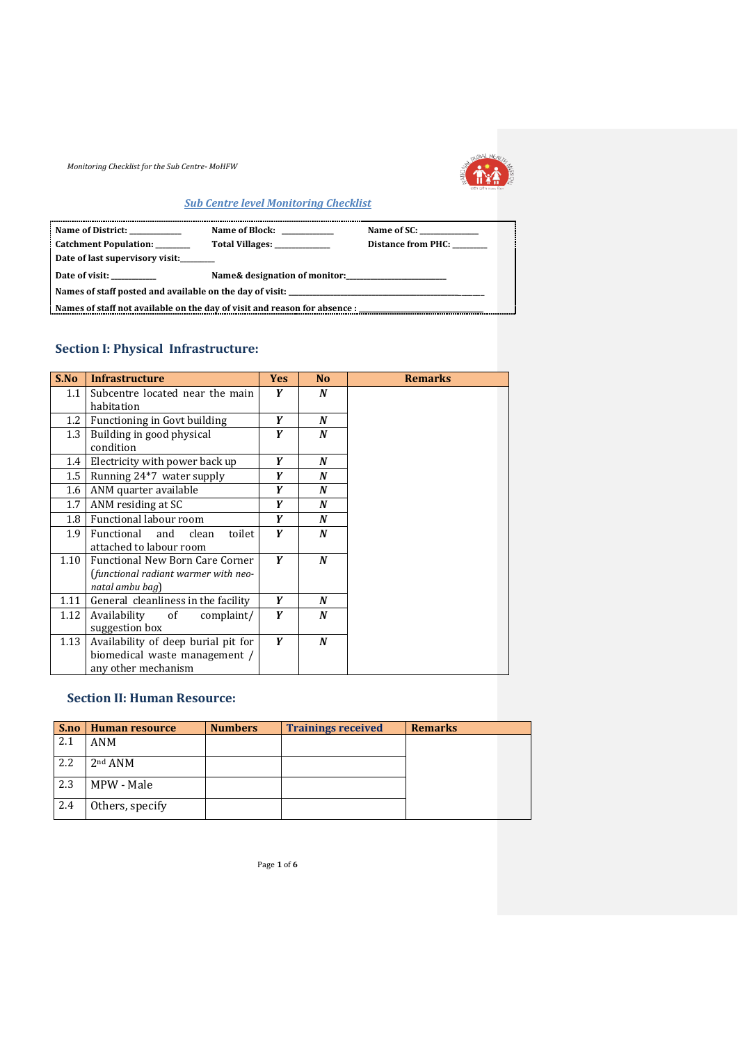## Sub Centre level Monitoring Checklist

| | | |
|---|---|---|
| **Name of District:** ____________ | **Name of Block:** ____________ | **Name of SC:** ____________ |
| **Catchment Population:** ________ | **Total Villages:** ____________ | **Distance from PHC:** ________ |
| **Date of last supervisory visit:** ________ | | |
| **Date of visit:** __________ | **Name& designation of monitor:** ________________________ | |
| **Names of staff posted and available on the day of visit:** ________________________ | | |
| **Names of staff not available on the day of visit and reason for absence :** ________________________ | | |

### Section I: Physical Infrastructure:

| S.No | Infrastructure | Yes | No | Remarks |
|---|---|---|---|---|
| 1.1 | Subcentre located near the main habitation | ***Y*** | ***N*** | |
| 1.2 | Functioning in Govt building | ***Y*** | ***N*** | |
| 1.3 | Building in good physical condition | ***Y*** | ***N*** | |
| 1.4 | Electricity with power back up | ***Y*** | ***N*** | |
| 1.5 | Running 24*7 water supply | ***Y*** | ***N*** | |
| 1.6 | ANM quarter available | ***Y*** | ***N*** | |
| 1.7 | ANM residing at SC | ***Y*** | ***N*** | |
| 1.8 | Functional labour room | ***Y*** | ***N*** | |
| 1.9 | Functional and clean toilet attached to labour room | ***Y*** | ***N*** | |
| 1.10 | Functional New Born Care Corner (*functional radiant warmer with neo-natal ambu bag*) | ***Y*** | ***N*** | |
| 1.11 | General cleanliness in the facility | ***Y*** | ***N*** | |
| 1.12 | Availability of complaint/ suggestion box | ***Y*** | ***N*** | |
| 1.13 | Availability of deep burial pit for biomedical waste management / any other mechanism | ***Y*** | ***N*** | |

### Section II: Human Resource:

| S.no | Human resource | Numbers | Trainings received | Remarks |
|---|---|---|---|---|
| 2.1 | ANM | | | |
| 2.2 | 2nd ANM | | | |
| 2.3 | MPW - Male | | | |
| 2.4 | Others, specify | | | |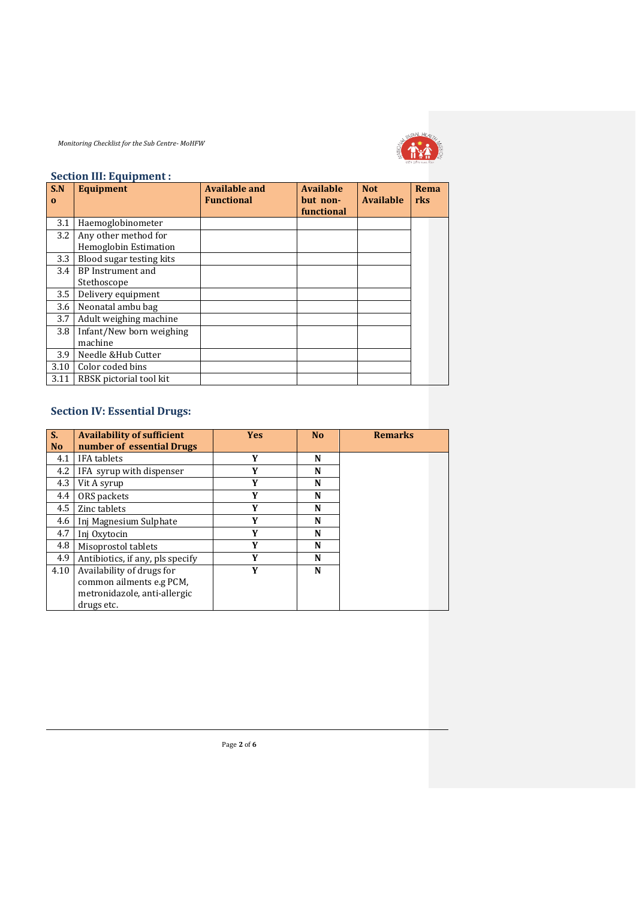## Section III: Equipment :

| S.No | Equipment | Available and Functional | Available but non-functional | Not Available | Remarks |
|---|---|---|---|---|---|
| 3.1 | Haemoglobinometer | | | | |
| 3.2 | Any other method for Hemoglobin Estimation | | | | |
| 3.3 | Blood sugar testing kits | | | | |
| 3.4 | BP Instrument and Stethoscope | | | | |
| 3.5 | Delivery equipment | | | | |
| 3.6 | Neonatal ambu bag | | | | |
| 3.7 | Adult weighing machine | | | | |
| 3.8 | Infant/New born weighing machine | | | | |
| 3.9 | Needle &Hub Cutter | | | | |
| 3.10 | Color coded bins | | | | |
| 3.11 | RBSK pictorial tool kit | | | | |

## Section IV: Essential Drugs:

| S. No | Availability of sufficient number of essential Drugs | Yes | No | Remarks |
|---|---|---|---|---|
| 4.1 | IFA tablets | **Y** | **N** | |
| 4.2 | IFA syrup with dispenser | **Y** | **N** | |
| 4.3 | Vit A syrup | **Y** | **N** | |
| 4.4 | ORS packets | **Y** | **N** | |
| 4.5 | Zinc tablets | **Y** | **N** | |
| 4.6 | Inj Magnesium Sulphate | **Y** | **N** | |
| 4.7 | Inj Oxytocin | **Y** | **N** | |
| 4.8 | Misoprostol tablets | **Y** | **N** | |
| 4.9 | Antibiotics, if any, pls specify | **Y** | **N** | |
| 4.10 | Availability of drugs for common ailments e.g PCM, metronidazole, anti-allergic drugs etc. | **Y** | **N** | |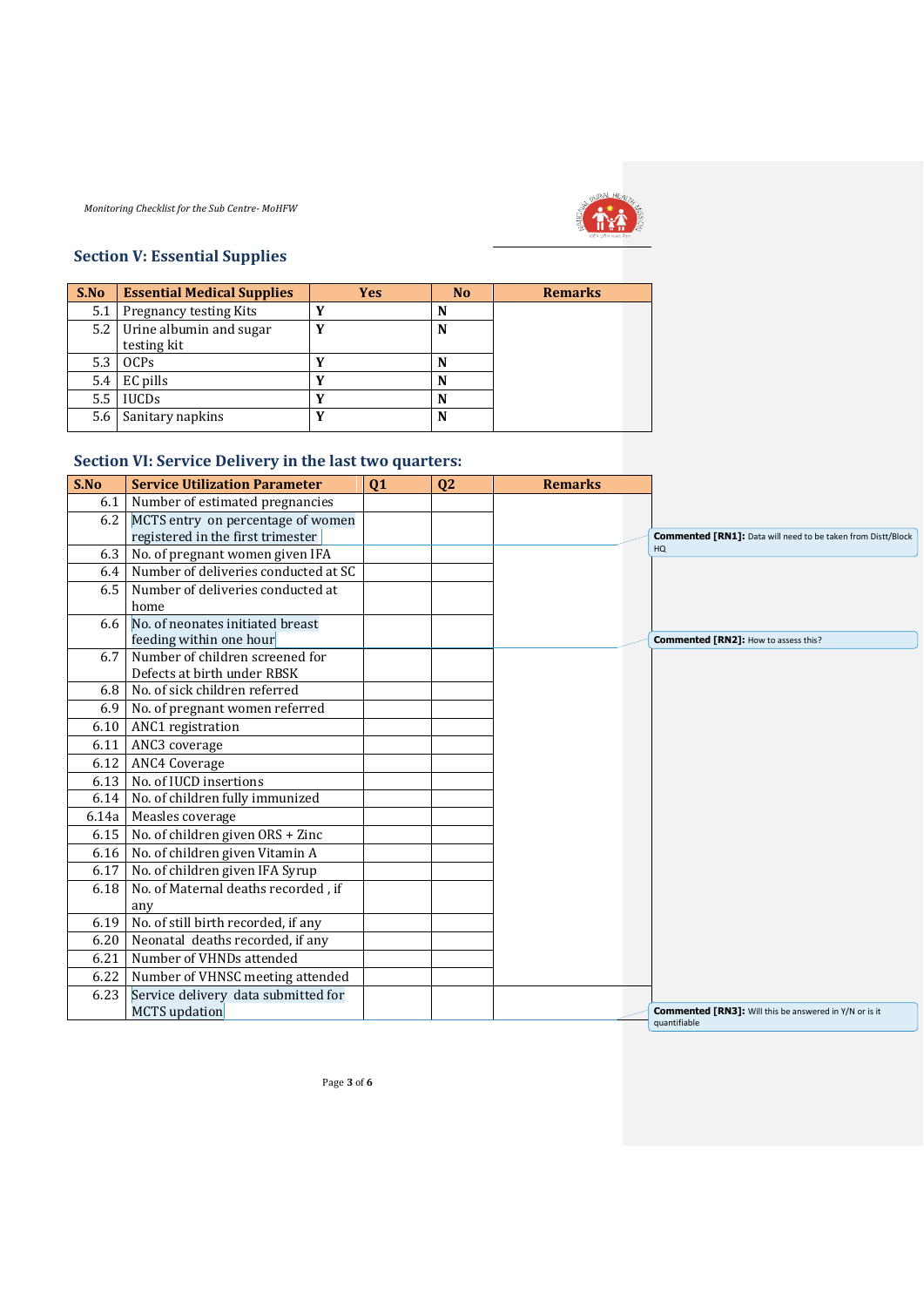## Section V: Essential Supplies

| S.No | Essential Medical Supplies | Yes | No | Remarks |
|---|---|---|---|---|
| 5.1 | Pregnancy testing Kits | **Y** | **N** | |
| 5.2 | Urine albumin and sugar testing kit | **Y** | **N** | |
| 5.3 | OCPs | **Y** | **N** | |
| 5.4 | EC pills | **Y** | **N** | |
| 5.5 | IUCDs | **Y** | **N** | |
| 5.6 | Sanitary napkins | **Y** | **N** | |

## Section VI: Service Delivery in the last two quarters:

| S.No | Service Utilization Parameter | Q1 | Q2 | Remarks |
|---|---|---|---|---|
| 6.1 | Number of estimated pregnancies | | | |
| 6.2 | MCTS entry on percentage of women registered in the first trimester | | | |
| 6.3 | No. of pregnant women given IFA | | | |
| 6.4 | Number of deliveries conducted at SC | | | |
| 6.5 | Number of deliveries conducted at home | | | |
| 6.6 | No. of neonates initiated breast feeding within one hour | | | |
| 6.7 | Number of children screened for Defects at birth under RBSK | | | |
| 6.8 | No. of sick children referred | | | |
| 6.9 | No. of pregnant women referred | | | |
| 6.10 | ANC1 registration | | | |
| 6.11 | ANC3 coverage | | | |
| 6.12 | ANC4 Coverage | | | |
| 6.13 | No. of IUCD insertions | | | |
| 6.14 | No. of children fully immunized | | | |
| 6.14a | Measles coverage | | | |
| 6.15 | No. of children given ORS + Zinc | | | |
| 6.16 | No. of children given Vitamin A | | | |
| 6.17 | No. of children given IFA Syrup | | | |
| 6.18 | No. of Maternal deaths recorded , if any | | | |
| 6.19 | No. of still birth recorded, if any | | | |
| 6.20 | Neonatal deaths recorded, if any | | | |
| 6.21 | Number of VHNDs attended | | | |
| 6.22 | Number of VHNSC meeting attended | | | |
| 6.23 | Service delivery data submitted for MCTS updation | | | |

**Commented [RN1]:** Data will need to be taken from Distt/Block HQ

**Commented [RN2]:** How to assess this?

**Commented [RN3]:** Will this be answered in Y/N or is it quantifiable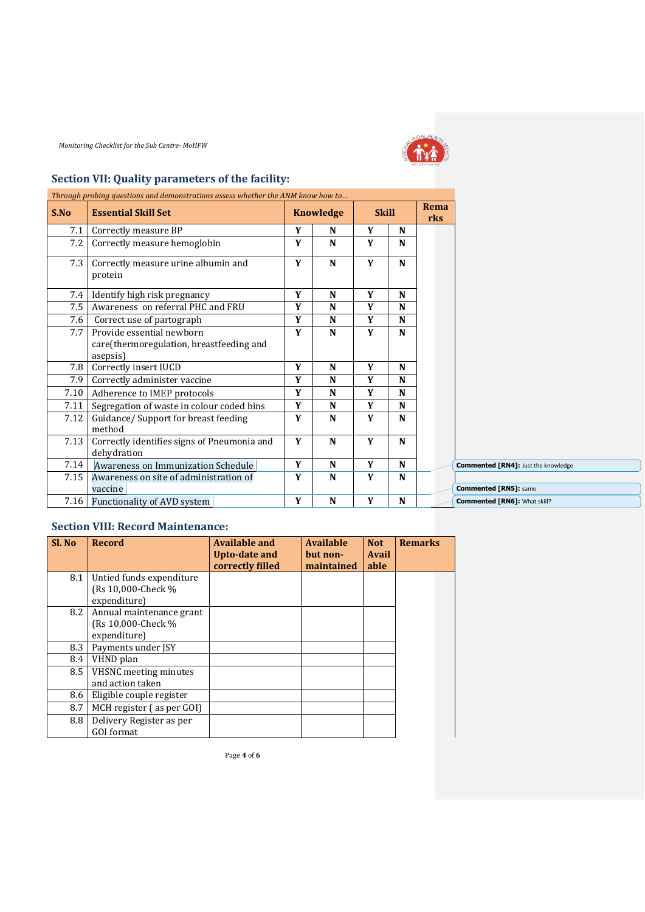## Section VII: Quality parameters of the facility:

| S.No | Essential Skill Set | Knowledge | | Skill | | Remarks |
|---|---|---|---|---|---|---|
| | *Through probing questions and demonstrations assess whether the ANM know how to...* | | | | | |
| 7.1 | Correctly measure BP | Y | N | Y | N | |
| 7.2 | Correctly measure hemoglobin | Y | N | Y | N | |
| 7.3 | Correctly measure urine albumin and protein | Y | N | Y | N | |
| 7.4 | Identify high risk pregnancy | Y | N | Y | N | |
| 7.5 | Awareness on referral PHC and FRU | Y | N | Y | N | |
| 7.6 | Correct use of partograph | Y | N | Y | N | |
| 7.7 | Provide essential newborn care(thermoregulation, breastfeeding and asepsis) | Y | N | Y | N | |
| 7.8 | Correctly insert IUCD | Y | N | Y | N | |
| 7.9 | Correctly administer vaccine | Y | N | Y | N | |
| 7.10 | Adherence to IMEP protocols | Y | N | Y | N | |
| 7.11 | Segregation of waste in colour coded bins | Y | N | Y | N | |
| 7.12 | Guidance/ Support for breast feeding method | Y | N | Y | N | |
| 7.13 | Correctly identifies signs of Pneumonia and dehydration | Y | N | Y | N | |
| 7.14 | Awareness on Immunization Schedule | Y | N | Y | N | |
| 7.15 | Awareness on site of administration of vaccine | Y | N | Y | N | |
| 7.16 | Functionality of AVD system | Y | N | Y | N | |

Commented [RN4]: Just the knowledge

Commented [RN5]: same

Commented [RN6]: What skill?

## Section VIII: Record Maintenance:

| Sl. No | Record | Available and Upto-date and correctly filled | Available but non-maintained | Not Available | Remarks |
|---|---|---|---|---|---|
| 8.1 | Untied funds expenditure (Rs 10,000-Check % expenditure) | | | | |
| 8.2 | Annual maintenance grant (Rs 10,000-Check % expenditure) | | | | |
| 8.3 | Payments under JSY | | | | |
| 8.4 | VHND plan | | | | |
| 8.5 | VHSNC meeting minutes and action taken | | | | |
| 8.6 | Eligible couple register | | | | |
| 8.7 | MCH register ( as per GOI) | | | | |
| 8.8 | Delivery Register as per GOI format | | | | |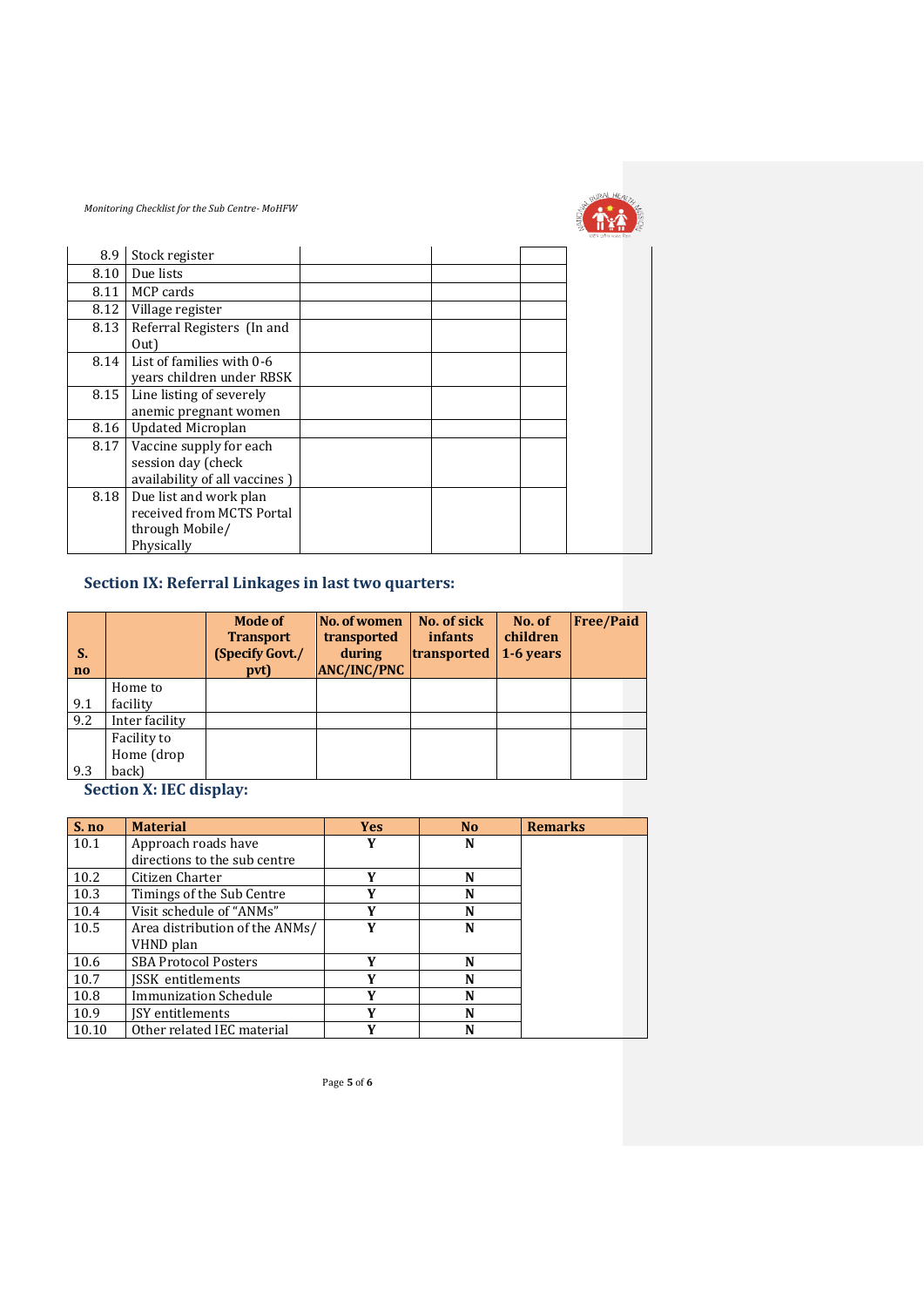| | | | | |
|---|---|---|---|---|
| 8.9 | Stock register | | | |
| 8.10 | Due lists | | | |
| 8.11 | MCP cards | | | |
| 8.12 | Village register | | | |
| 8.13 | Referral Registers (In and Out) | | | |
| 8.14 | List of families with 0-6 years children under RBSK | | | |
| 8.15 | Line listing of severely anemic pregnant women | | | |
| 8.16 | Updated Microplan | | | |
| 8.17 | Vaccine supply for each session day (check availability of all vaccines ) | | | |
| 8.18 | Due list and work plan received from MCTS Portal through Mobile/ Physically | | | |

## Section IX: Referral Linkages in last two quarters:

| S. no | | Mode of Transport (Specify Govt./ pvt) | No. of women transported during ANC/INC/PNC | No. of sick infants transported | No. of children 1-6 years | Free/Paid |
|---|---|---|---|---|---|---|
| 9.1 | Home to facility | | | | | |
| 9.2 | Inter facility | | | | | |
| 9.3 | Facility to Home (drop back) | | | | | |

## Section X: IEC display:

| S. no | Material | Yes | No | Remarks |
|---|---|---|---|---|
| 10.1 | Approach roads have directions to the sub centre | Y | N | |
| 10.2 | Citizen Charter | Y | N | |
| 10.3 | Timings of the Sub Centre | Y | N | |
| 10.4 | Visit schedule of "ANMs" | Y | N | |
| 10.5 | Area distribution of the ANMs/ VHND plan | Y | N | |
| 10.6 | SBA Protocol Posters | Y | N | |
| 10.7 | JSSK entitlements | Y | N | |
| 10.8 | Immunization Schedule | Y | N | |
| 10.9 | JSY entitlements | Y | N | |
| 10.10 | Other related IEC material | Y | N | |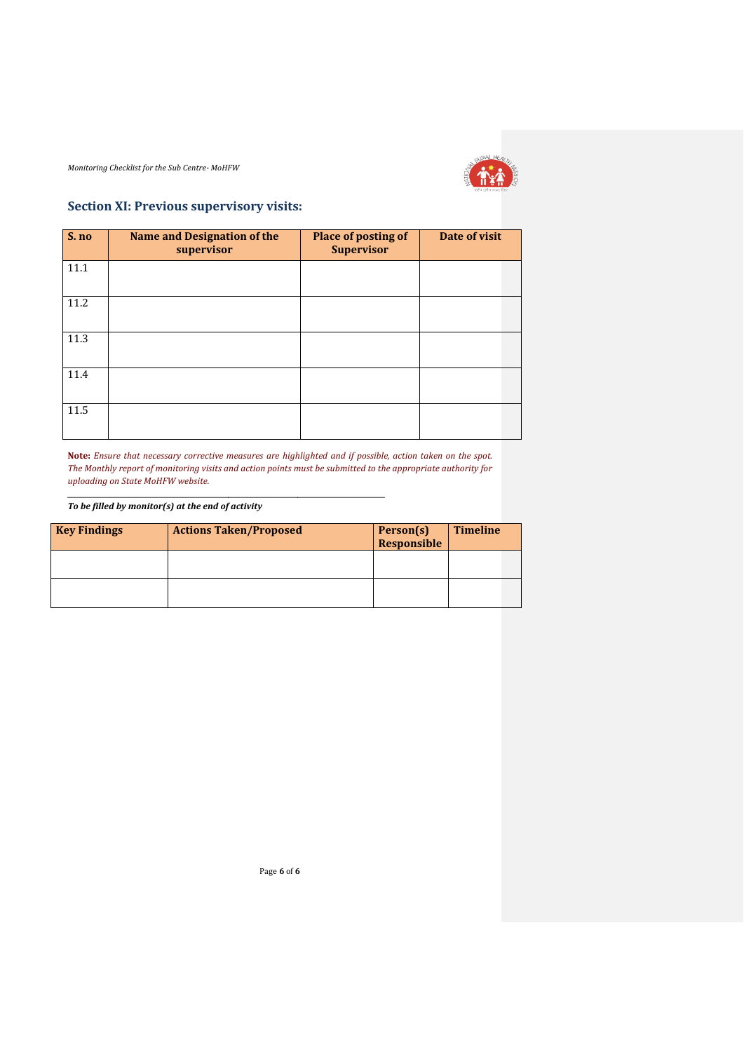## Section XI: Previous supervisory visits:

| S. no | Name and Designation of the supervisor | Place of posting of Supervisor | Date of visit |
|---|---|---|---|
| 11.1 | | | |
| 11.2 | | | |
| 11.3 | | | |
| 11.4 | | | |
| 11.5 | | | |

**Note:** *Ensure that necessary corrective measures are highlighted and if possible, action taken on the spot. The Monthly report of monitoring visits and action points must be submitted to the appropriate authority for uploading on State MoHFW website.*

***To be filled by monitor(s) at the end of activity***

| Key Findings | Actions Taken/Proposed | Person(s) Responsible | Timeline |
|---|---|---|---|
| | | | |
| | | | |